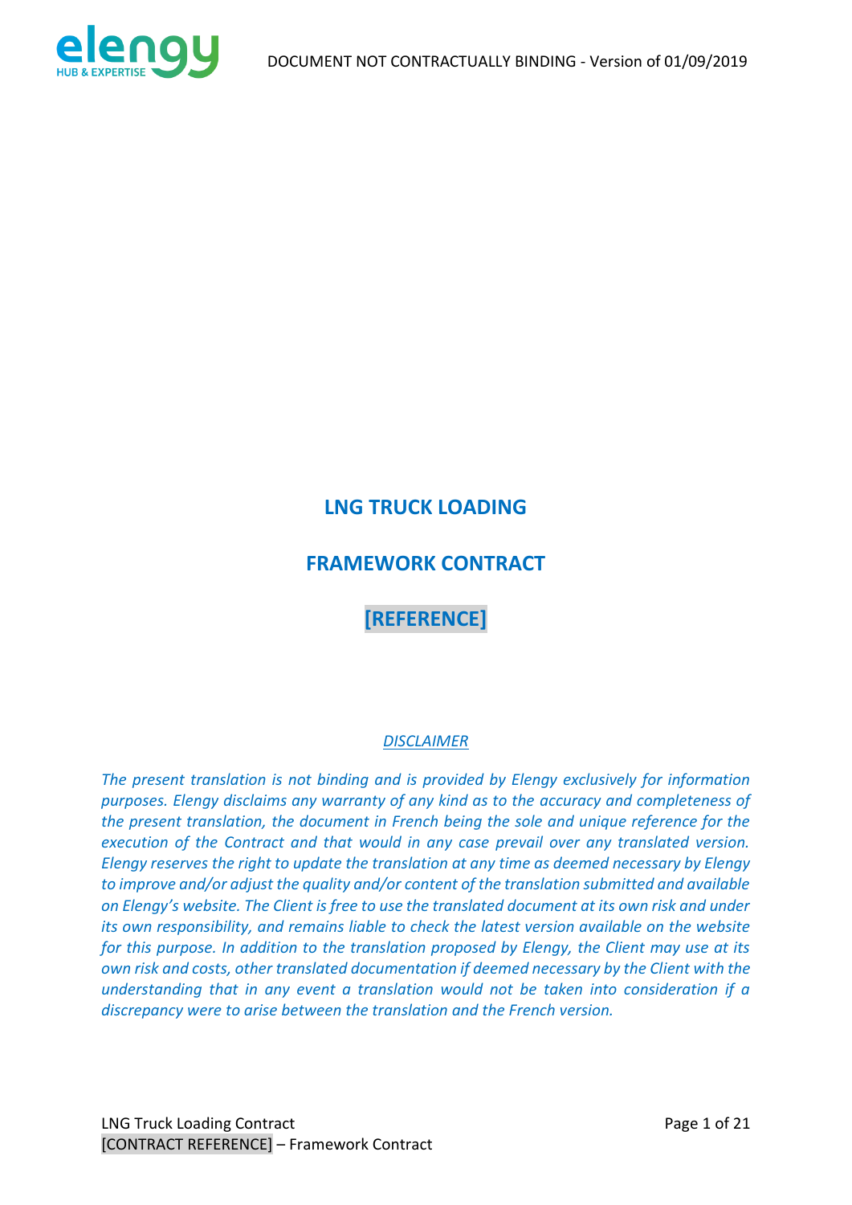# LNG TRUCK LOADING

# FRAMEWORK CONTRACT

# [REFERENCE]

*DISCLAIMER*

*The present translation is not binding and is provided by Elengy exclusively for information purposes. Elengy disclaims any warranty of any kind as to the accuracy and completeness of the present translation, the document in French being the sole and unique reference for the execution of the Contract and that would in any case prevail over any translated version. Elengy reserves the right to update the translation at any time as deemed necessary by Elengy to improve and/or adjust the quality and/or content of the translation submitted and available on Elengy's website. The Client is free to use the translated document at its own risk and under its own responsibility, and remains liable to check the latest version available on the website for this purpose. In addition to the translation proposed by Elengy, the Client may use at its own risk and costs, other translated documentation if deemed necessary by the Client with the understanding that in any event a translation would not be taken into consideration if a discrepancy were to arise between the translation and the French version.*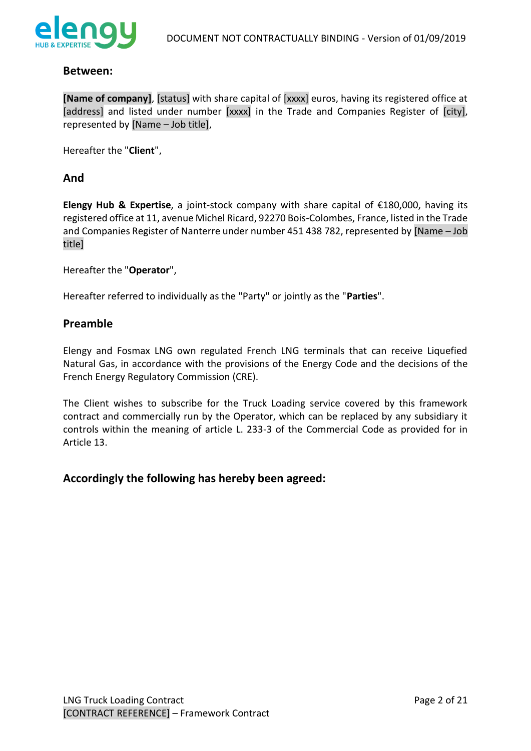## Between:

**[Name of company]**, [status] with share capital of [xxxx] euros, having its registered office at [address] and listed under number [xxxx] in the Trade and Companies Register of [city], represented by [Name – Job title],

Hereafter the "**Client**",

## And

**Elengy Hub & Expertise**, a joint-stock company with share capital of €180,000, having its registered office at 11, avenue Michel Ricard, 92270 Bois-Colombes, France, listed in the Trade and Companies Register of Nanterre under number 451 438 782, represented by [Name – Job title]

Hereafter the "**Operator**",

Hereafter referred to individually as the "Party" or jointly as the "**Parties**".

## Preamble

Elengy and Fosmax LNG own regulated French LNG terminals that can receive Liquefied Natural Gas, in accordance with the provisions of the Energy Code and the decisions of the French Energy Regulatory Commission (CRE).

The Client wishes to subscribe for the Truck Loading service covered by this framework contract and commercially run by the Operator, which can be replaced by any subsidiary it controls within the meaning of article L. 233-3 of the Commercial Code as provided for in Article 13.

## Accordingly the following has hereby been agreed: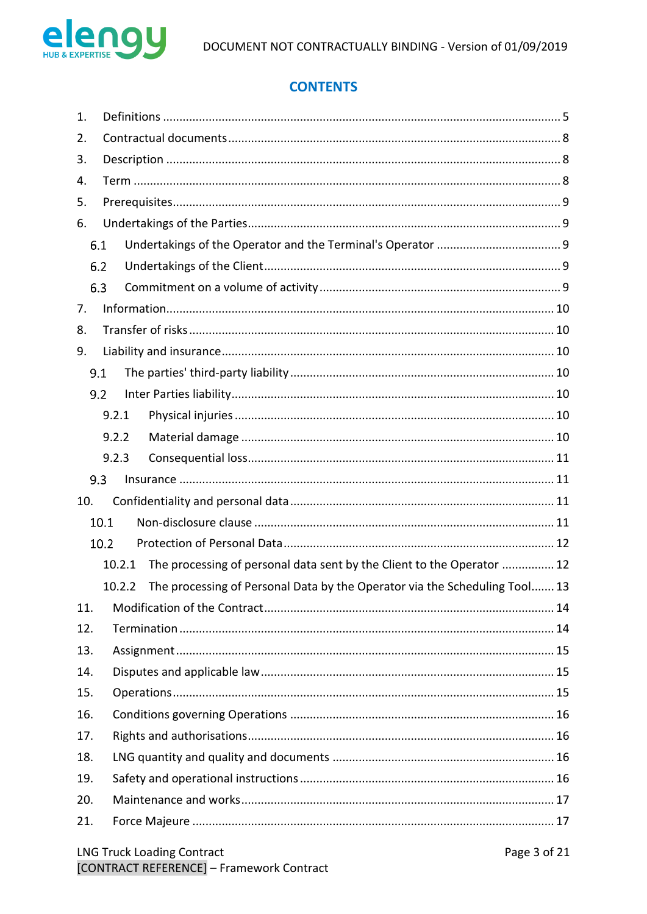## CONTENTS

1. Definitions ..... 5
2. Contractual documents ..... 8
3. Description ..... 8
4. Term ..... 8
5. Prerequisites ..... 9
6. Undertakings of the Parties ..... 9
   - 6.1 Undertakings of the Operator and the Terminal's Operator ..... 9
   - 6.2 Undertakings of the Client ..... 9
   - 6.3 Commitment on a volume of activity ..... 9
7. Information ..... 10
8. Transfer of risks ..... 10
9. Liability and insurance ..... 10
   - 9.1 The parties' third-party liability ..... 10
   - 9.2 Inter Parties liability ..... 10
     - 9.2.1 Physical injuries ..... 10
     - 9.2.2 Material damage ..... 10
     - 9.2.3 Consequential loss ..... 11
   - 9.3 Insurance ..... 11
10. Confidentiality and personal data ..... 11
    - 10.1 Non-disclosure clause ..... 11
    - 10.2 Protection of Personal Data ..... 12
      - 10.2.1 The processing of personal data sent by the Client to the Operator ..... 12
      - 10.2.2 The processing of Personal Data by the Operator via the Scheduling Tool ..... 13
11. Modification of the Contract ..... 14
12. Termination ..... 14
13. Assignment ..... 15
14. Disputes and applicable law ..... 15
15. Operations ..... 15
16. Conditions governing Operations ..... 16
17. Rights and authorisations ..... 16
18. LNG quantity and quality and documents ..... 16
19. Safety and operational instructions ..... 16
20. Maintenance and works ..... 17
21. Force Majeure ..... 17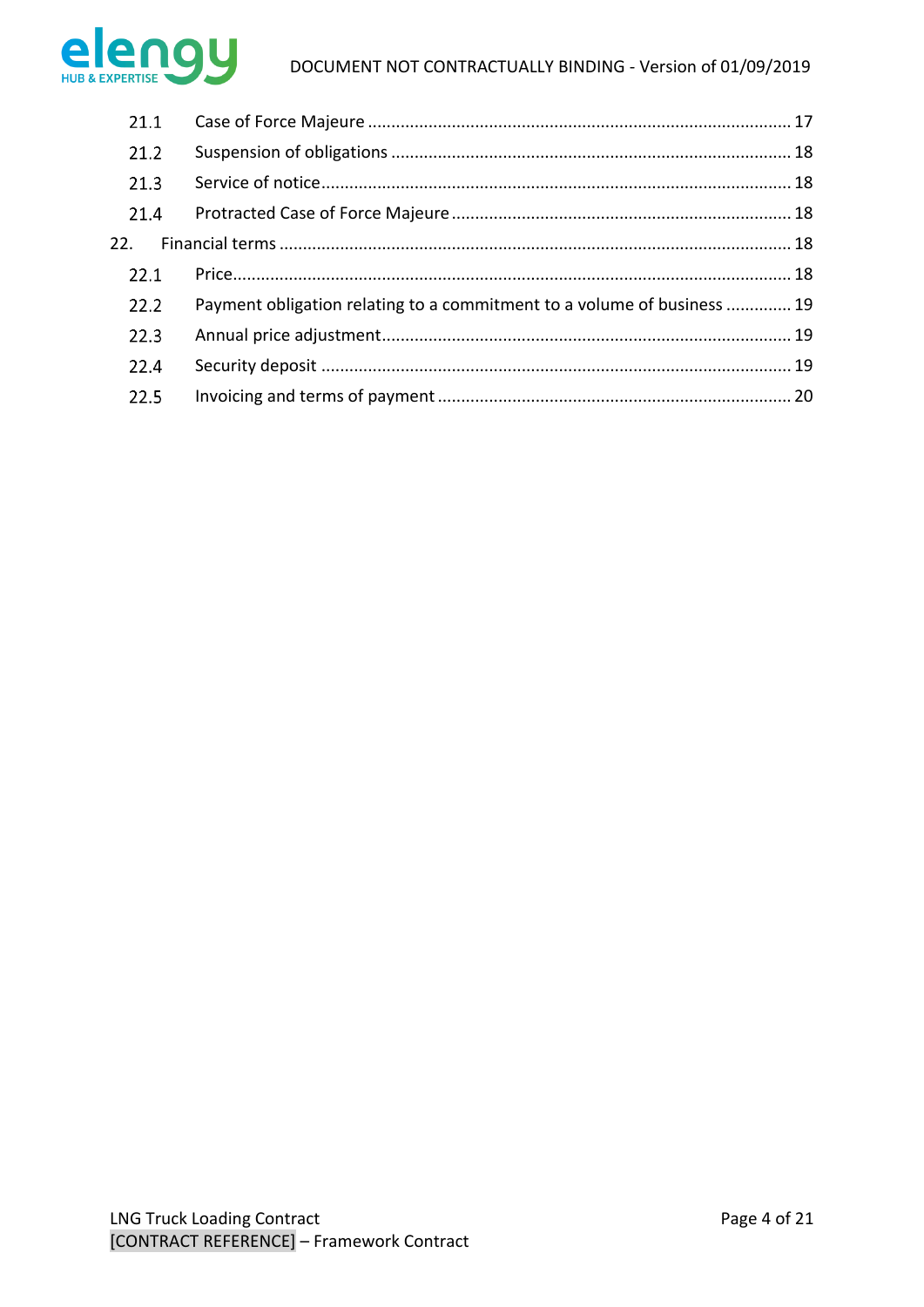21.1 Case of Force Majeure ........................................................................................ 17

21.2 Suspension of obligations .................................................................................. 18

21.3 Service of notice................................................................................................ 18

21.4 Protracted Case of Force Majeure ...................................................................... 18

22. Financial terms .......................................................................................................... 18

22.1 Price................................................................................................................... 18

22.2 Payment obligation relating to a commitment to a volume of business ............. 19

22.3 Annual price adjustment..................................................................................... 19

22.4 Security deposit ................................................................................................. 19

22.5 Invoicing and terms of payment ......................................................................... 20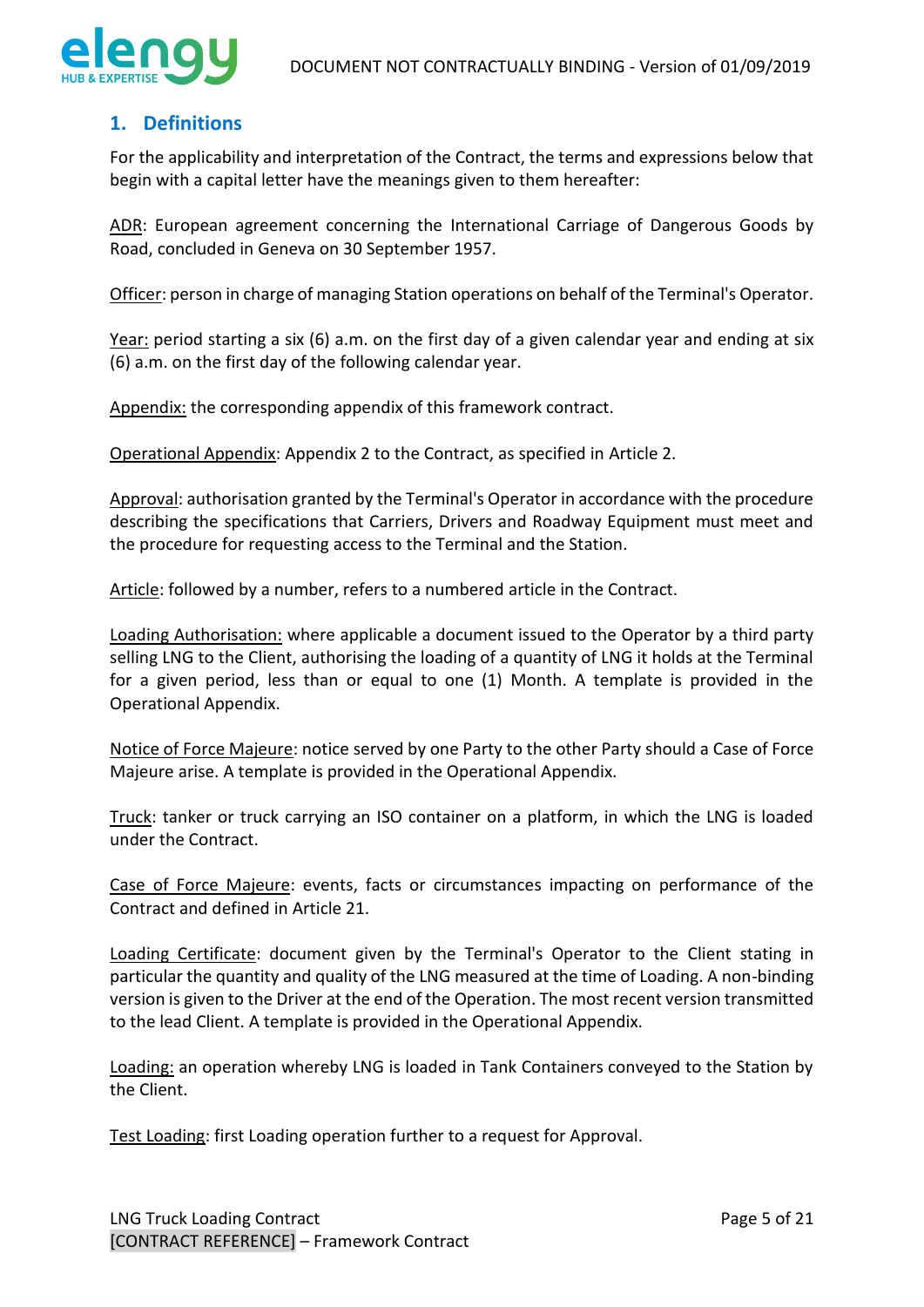## 1. Definitions

For the applicability and interpretation of the Contract, the terms and expressions below that begin with a capital letter have the meanings given to them hereafter:

ADR: European agreement concerning the International Carriage of Dangerous Goods by Road, concluded in Geneva on 30 September 1957.

Officer: person in charge of managing Station operations on behalf of the Terminal's Operator.

Year: period starting a six (6) a.m. on the first day of a given calendar year and ending at six (6) a.m. on the first day of the following calendar year.

Appendix: the corresponding appendix of this framework contract.

Operational Appendix: Appendix 2 to the Contract, as specified in Article 2.

Approval: authorisation granted by the Terminal's Operator in accordance with the procedure describing the specifications that Carriers, Drivers and Roadway Equipment must meet and the procedure for requesting access to the Terminal and the Station.

Article: followed by a number, refers to a numbered article in the Contract.

Loading Authorisation: where applicable a document issued to the Operator by a third party selling LNG to the Client, authorising the loading of a quantity of LNG it holds at the Terminal for a given period, less than or equal to one (1) Month. A template is provided in the Operational Appendix.

Notice of Force Majeure: notice served by one Party to the other Party should a Case of Force Majeure arise. A template is provided in the Operational Appendix.

Truck: tanker or truck carrying an ISO container on a platform, in which the LNG is loaded under the Contract.

Case of Force Majeure: events, facts or circumstances impacting on performance of the Contract and defined in Article 21.

Loading Certificate: document given by the Terminal's Operator to the Client stating in particular the quantity and quality of the LNG measured at the time of Loading. A non-binding version is given to the Driver at the end of the Operation. The most recent version transmitted to the lead Client. A template is provided in the Operational Appendix.

Loading: an operation whereby LNG is loaded in Tank Containers conveyed to the Station by the Client.

Test Loading: first Loading operation further to a request for Approval.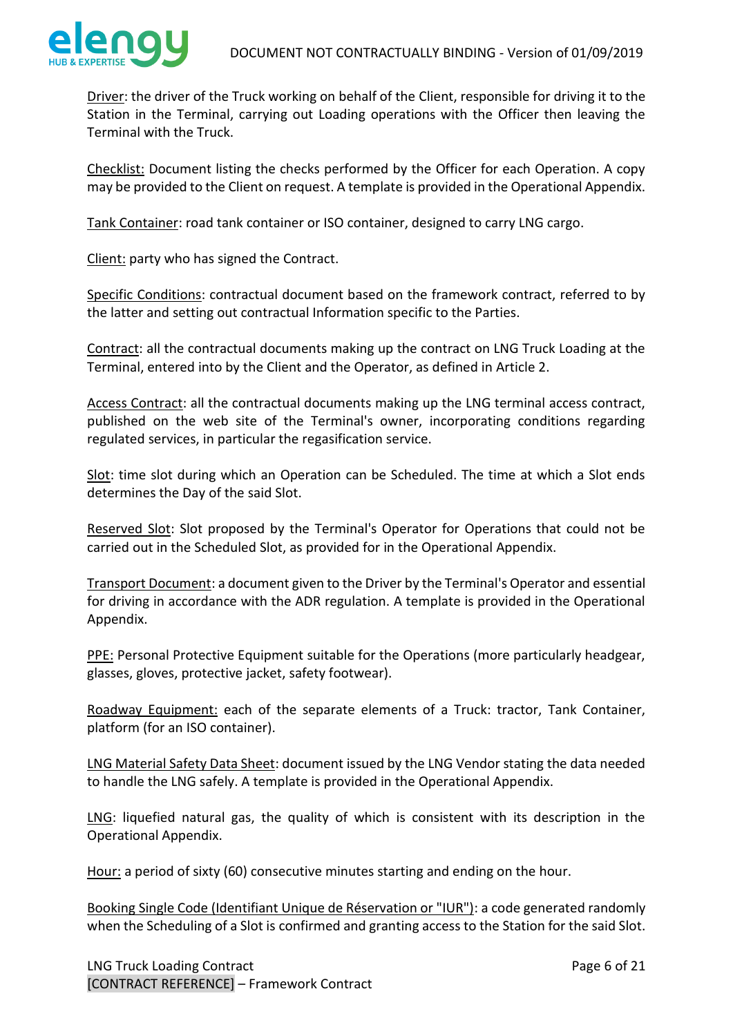Driver: the driver of the Truck working on behalf of the Client, responsible for driving it to the Station in the Terminal, carrying out Loading operations with the Officer then leaving the Terminal with the Truck.

Checklist: Document listing the checks performed by the Officer for each Operation. A copy may be provided to the Client on request. A template is provided in the Operational Appendix.

Tank Container: road tank container or ISO container, designed to carry LNG cargo.

Client: party who has signed the Contract.

Specific Conditions: contractual document based on the framework contract, referred to by the latter and setting out contractual Information specific to the Parties.

Contract: all the contractual documents making up the contract on LNG Truck Loading at the Terminal, entered into by the Client and the Operator, as defined in Article 2.

Access Contract: all the contractual documents making up the LNG terminal access contract, published on the web site of the Terminal's owner, incorporating conditions regarding regulated services, in particular the regasification service.

Slot: time slot during which an Operation can be Scheduled. The time at which a Slot ends determines the Day of the said Slot.

Reserved Slot: Slot proposed by the Terminal's Operator for Operations that could not be carried out in the Scheduled Slot, as provided for in the Operational Appendix.

Transport Document: a document given to the Driver by the Terminal's Operator and essential for driving in accordance with the ADR regulation. A template is provided in the Operational Appendix.

PPE: Personal Protective Equipment suitable for the Operations (more particularly headgear, glasses, gloves, protective jacket, safety footwear).

Roadway Equipment: each of the separate elements of a Truck: tractor, Tank Container, platform (for an ISO container).

LNG Material Safety Data Sheet: document issued by the LNG Vendor stating the data needed to handle the LNG safely. A template is provided in the Operational Appendix.

LNG: liquefied natural gas, the quality of which is consistent with its description in the Operational Appendix.

Hour: a period of sixty (60) consecutive minutes starting and ending on the hour.

Booking Single Code (Identifiant Unique de Réservation or "IUR"): a code generated randomly when the Scheduling of a Slot is confirmed and granting access to the Station for the said Slot.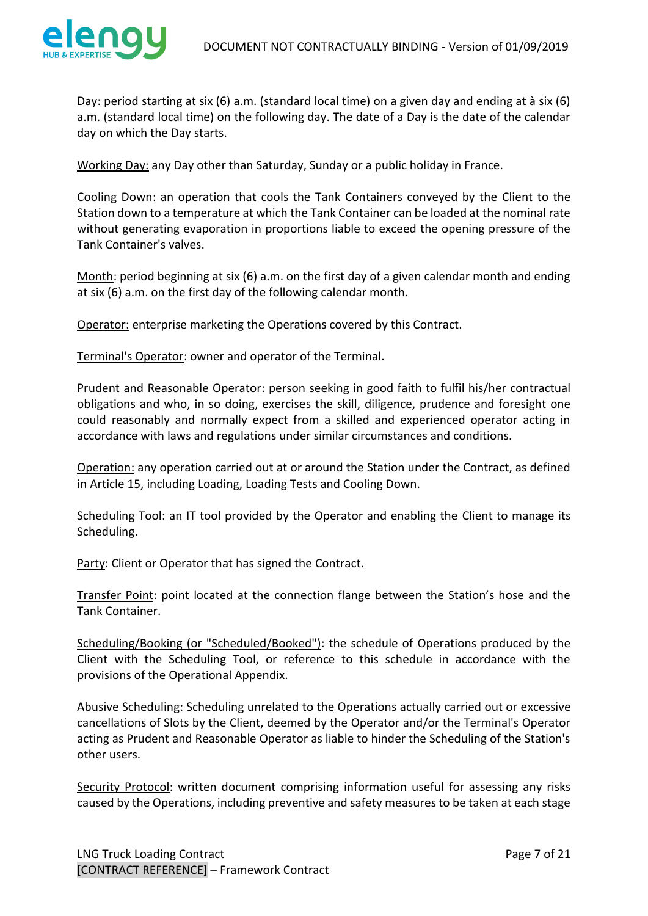Day: period starting at six (6) a.m. (standard local time) on a given day and ending at à six (6) a.m. (standard local time) on the following day. The date of a Day is the date of the calendar day on which the Day starts.

Working Day: any Day other than Saturday, Sunday or a public holiday in France.

Cooling Down: an operation that cools the Tank Containers conveyed by the Client to the Station down to a temperature at which the Tank Container can be loaded at the nominal rate without generating evaporation in proportions liable to exceed the opening pressure of the Tank Container's valves.

Month: period beginning at six (6) a.m. on the first day of a given calendar month and ending at six (6) a.m. on the first day of the following calendar month.

Operator: enterprise marketing the Operations covered by this Contract.

Terminal's Operator: owner and operator of the Terminal.

Prudent and Reasonable Operator: person seeking in good faith to fulfil his/her contractual obligations and who, in so doing, exercises the skill, diligence, prudence and foresight one could reasonably and normally expect from a skilled and experienced operator acting in accordance with laws and regulations under similar circumstances and conditions.

Operation: any operation carried out at or around the Station under the Contract, as defined in Article 15, including Loading, Loading Tests and Cooling Down.

Scheduling Tool: an IT tool provided by the Operator and enabling the Client to manage its Scheduling.

Party: Client or Operator that has signed the Contract.

Transfer Point: point located at the connection flange between the Station's hose and the Tank Container.

Scheduling/Booking (or "Scheduled/Booked"): the schedule of Operations produced by the Client with the Scheduling Tool, or reference to this schedule in accordance with the provisions of the Operational Appendix.

Abusive Scheduling: Scheduling unrelated to the Operations actually carried out or excessive cancellations of Slots by the Client, deemed by the Operator and/or the Terminal's Operator acting as Prudent and Reasonable Operator as liable to hinder the Scheduling of the Station's other users.

Security Protocol: written document comprising information useful for assessing any risks caused by the Operations, including preventive and safety measures to be taken at each stage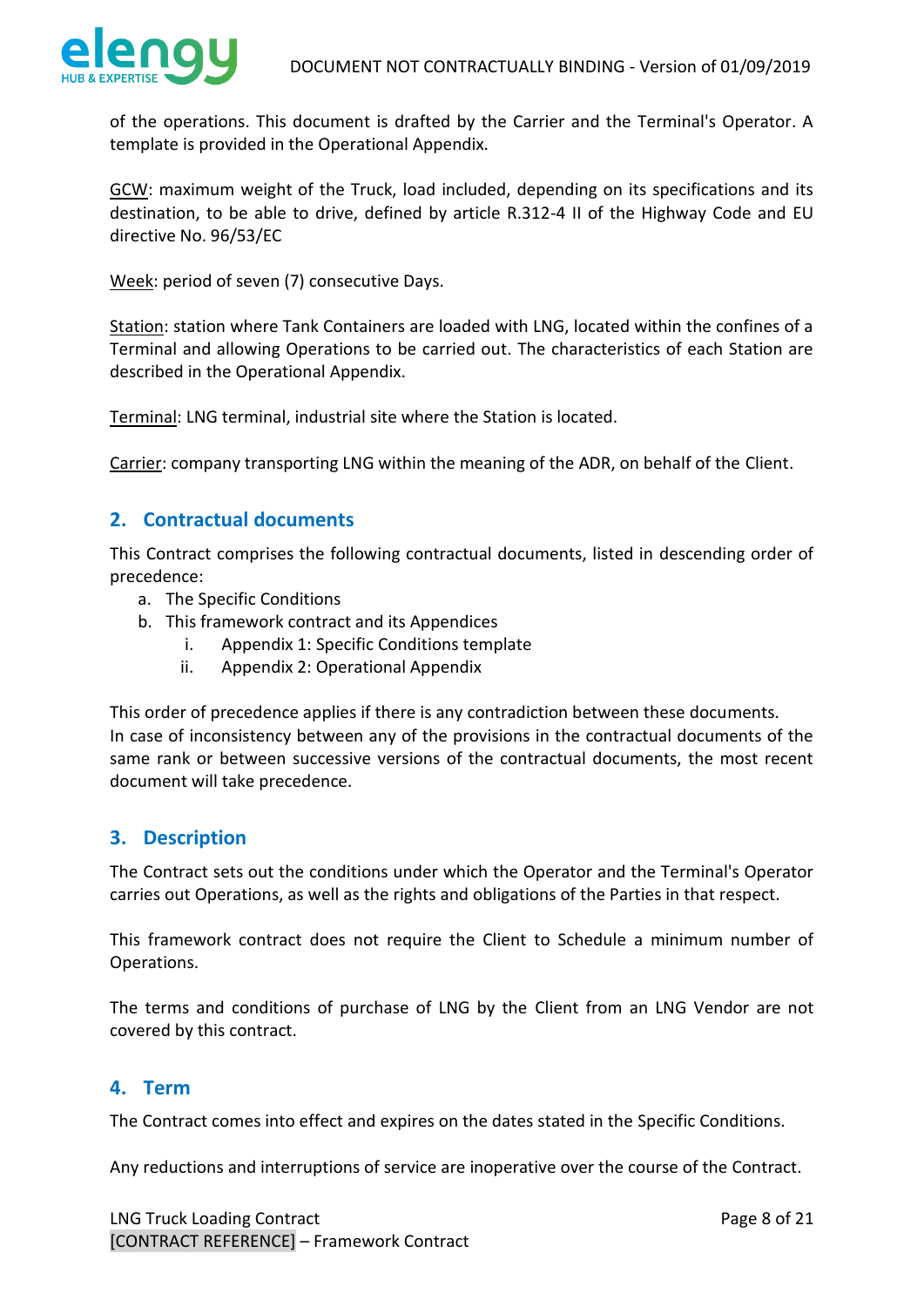of the operations. This document is drafted by the Carrier and the Terminal's Operator. A template is provided in the Operational Appendix.

<u>GCW</u>: maximum weight of the Truck, load included, depending on its specifications and its destination, to be able to drive, defined by article R.312-4 II of the Highway Code and EU directive No. 96/53/EC

<u>Week</u>: period of seven (7) consecutive Days.

<u>Station</u>: station where Tank Containers are loaded with LNG, located within the confines of a Terminal and allowing Operations to be carried out. The characteristics of each Station are described in the Operational Appendix.

<u>Terminal</u>: LNG terminal, industrial site where the Station is located.

<u>Carrier</u>: company transporting LNG within the meaning of the ADR, on behalf of the Client.

## 2. Contractual documents

This Contract comprises the following contractual documents, listed in descending order of precedence:

a. The Specific Conditions
b. This framework contract and its Appendices
    i. Appendix 1: Specific Conditions template
    ii. Appendix 2: Operational Appendix

This order of precedence applies if there is any contradiction between these documents.
In case of inconsistency between any of the provisions in the contractual documents of the same rank or between successive versions of the contractual documents, the most recent document will take precedence.

## 3. Description

The Contract sets out the conditions under which the Operator and the Terminal's Operator carries out Operations, as well as the rights and obligations of the Parties in that respect.

This framework contract does not require the Client to Schedule a minimum number of Operations.

The terms and conditions of purchase of LNG by the Client from an LNG Vendor are not covered by this contract.

## 4. Term

The Contract comes into effect and expires on the dates stated in the Specific Conditions.

Any reductions and interruptions of service are inoperative over the course of the Contract.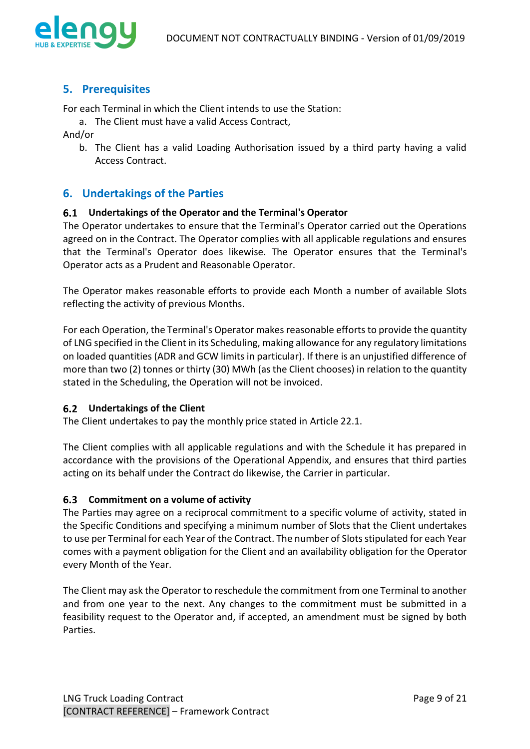## 5. Prerequisites

For each Terminal in which the Client intends to use the Station:

a. The Client must have a valid Access Contract,

And/or

b. The Client has a valid Loading Authorisation issued by a third party having a valid Access Contract.

## 6. Undertakings of the Parties

### 6.1 Undertakings of the Operator and the Terminal's Operator

The Operator undertakes to ensure that the Terminal's Operator carried out the Operations agreed on in the Contract. The Operator complies with all applicable regulations and ensures that the Terminal's Operator does likewise. The Operator ensures that the Terminal's Operator acts as a Prudent and Reasonable Operator.

The Operator makes reasonable efforts to provide each Month a number of available Slots reflecting the activity of previous Months.

For each Operation, the Terminal's Operator makes reasonable efforts to provide the quantity of LNG specified in the Client in its Scheduling, making allowance for any regulatory limitations on loaded quantities (ADR and GCW limits in particular). If there is an unjustified difference of more than two (2) tonnes or thirty (30) MWh (as the Client chooses) in relation to the quantity stated in the Scheduling, the Operation will not be invoiced.

### 6.2 Undertakings of the Client

The Client undertakes to pay the monthly price stated in Article 22.1.

The Client complies with all applicable regulations and with the Schedule it has prepared in accordance with the provisions of the Operational Appendix, and ensures that third parties acting on its behalf under the Contract do likewise, the Carrier in particular.

### 6.3 Commitment on a volume of activity

The Parties may agree on a reciprocal commitment to a specific volume of activity, stated in the Specific Conditions and specifying a minimum number of Slots that the Client undertakes to use per Terminal for each Year of the Contract. The number of Slots stipulated for each Year comes with a payment obligation for the Client and an availability obligation for the Operator every Month of the Year.

The Client may ask the Operator to reschedule the commitment from one Terminal to another and from one year to the next. Any changes to the commitment must be submitted in a feasibility request to the Operator and, if accepted, an amendment must be signed by both Parties.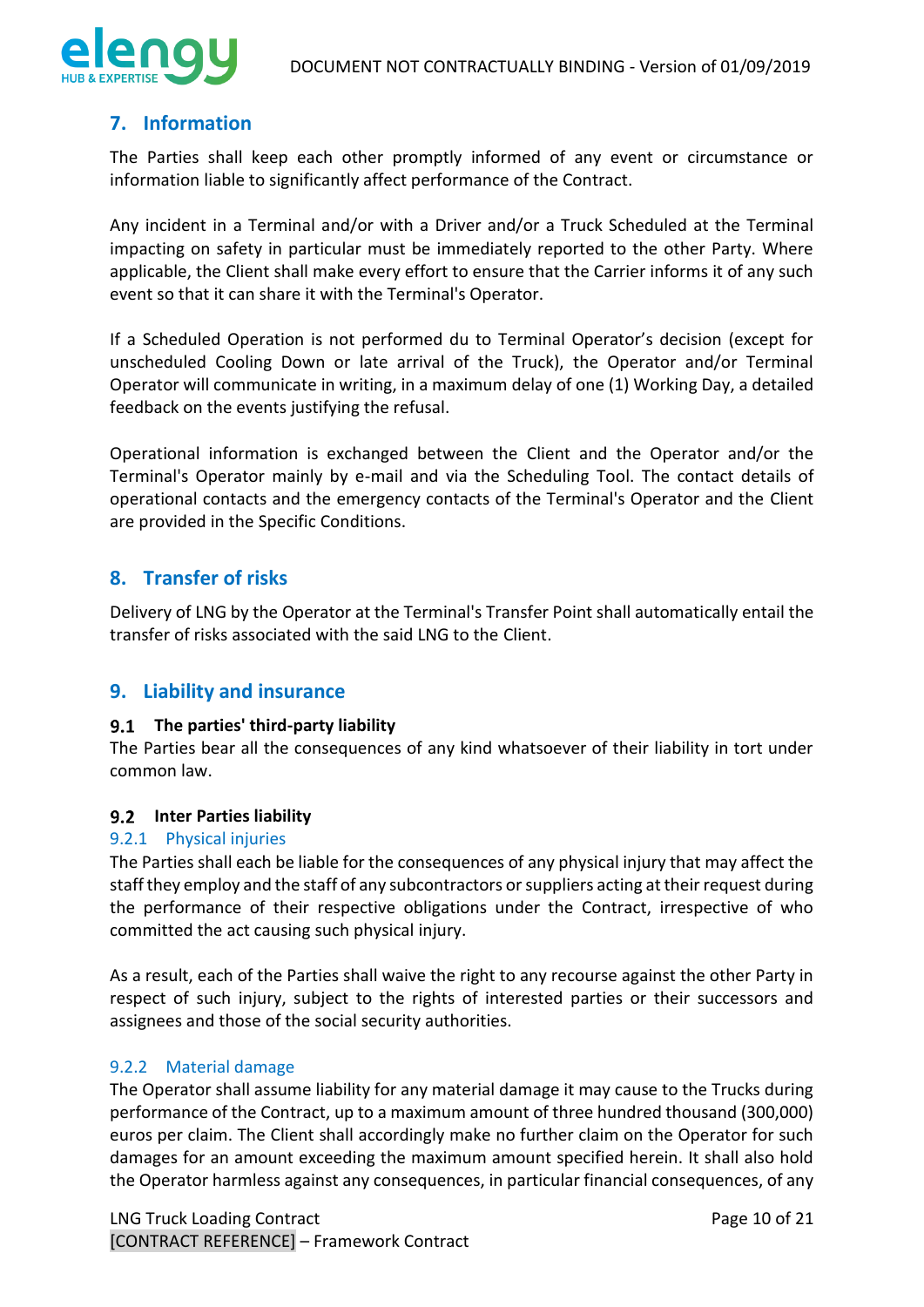## 7. Information

The Parties shall keep each other promptly informed of any event or circumstance or information liable to significantly affect performance of the Contract.

Any incident in a Terminal and/or with a Driver and/or a Truck Scheduled at the Terminal impacting on safety in particular must be immediately reported to the other Party. Where applicable, the Client shall make every effort to ensure that the Carrier informs it of any such event so that it can share it with the Terminal's Operator.

If a Scheduled Operation is not performed du to Terminal Operator's decision (except for unscheduled Cooling Down or late arrival of the Truck), the Operator and/or Terminal Operator will communicate in writing, in a maximum delay of one (1) Working Day, a detailed feedback on the events justifying the refusal.

Operational information is exchanged between the Client and the Operator and/or the Terminal's Operator mainly by e-mail and via the Scheduling Tool. The contact details of operational contacts and the emergency contacts of the Terminal's Operator and the Client are provided in the Specific Conditions.

## 8. Transfer of risks

Delivery of LNG by the Operator at the Terminal's Transfer Point shall automatically entail the transfer of risks associated with the said LNG to the Client.

## 9. Liability and insurance

### 9.1 The parties' third-party liability

The Parties bear all the consequences of any kind whatsoever of their liability in tort under common law.

### 9.2 Inter Parties liability

#### 9.2.1 Physical injuries

The Parties shall each be liable for the consequences of any physical injury that may affect the staff they employ and the staff of any subcontractors or suppliers acting at their request during the performance of their respective obligations under the Contract, irrespective of who committed the act causing such physical injury.

As a result, each of the Parties shall waive the right to any recourse against the other Party in respect of such injury, subject to the rights of interested parties or their successors and assignees and those of the social security authorities.

#### 9.2.2 Material damage

The Operator shall assume liability for any material damage it may cause to the Trucks during performance of the Contract, up to a maximum amount of three hundred thousand (300,000) euros per claim. The Client shall accordingly make no further claim on the Operator for such damages for an amount exceeding the maximum amount specified herein. It shall also hold the Operator harmless against any consequences, in particular financial consequences, of any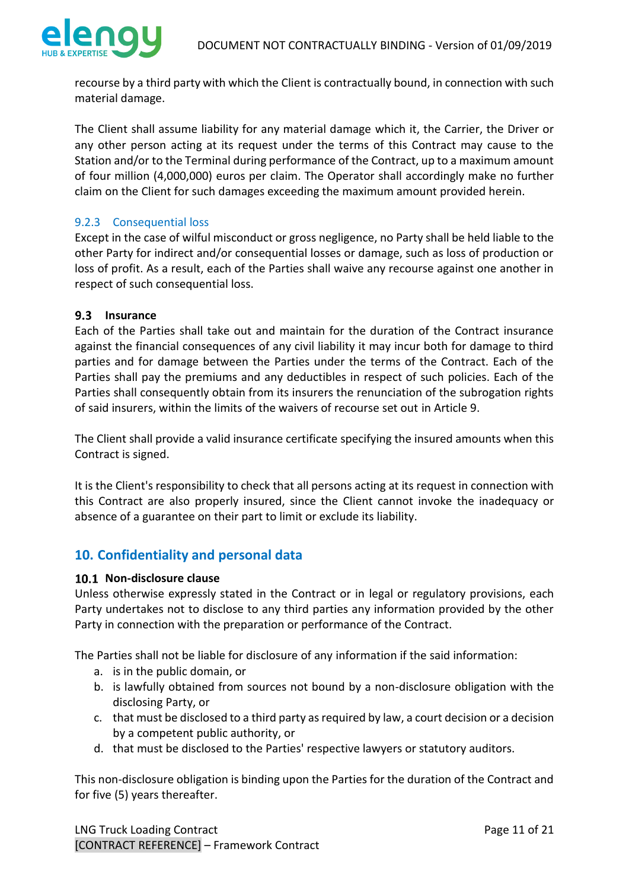recourse by a third party with which the Client is contractually bound, in connection with such material damage.

The Client shall assume liability for any material damage which it, the Carrier, the Driver or any other person acting at its request under the terms of this Contract may cause to the Station and/or to the Terminal during performance of the Contract, up to a maximum amount of four million (4,000,000) euros per claim. The Operator shall accordingly make no further claim on the Client for such damages exceeding the maximum amount provided herein.

#### 9.2.3 Consequential loss

Except in the case of wilful misconduct or gross negligence, no Party shall be held liable to the other Party for indirect and/or consequential losses or damage, such as loss of production or loss of profit. As a result, each of the Parties shall waive any recourse against one another in respect of such consequential loss.

### 9.3 Insurance

Each of the Parties shall take out and maintain for the duration of the Contract insurance against the financial consequences of any civil liability it may incur both for damage to third parties and for damage between the Parties under the terms of the Contract. Each of the Parties shall pay the premiums and any deductibles in respect of such policies. Each of the Parties shall consequently obtain from its insurers the renunciation of the subrogation rights of said insurers, within the limits of the waivers of recourse set out in Article 9.

The Client shall provide a valid insurance certificate specifying the insured amounts when this Contract is signed.

It is the Client's responsibility to check that all persons acting at its request in connection with this Contract are also properly insured, since the Client cannot invoke the inadequacy or absence of a guarantee on their part to limit or exclude its liability.

## 10. Confidentiality and personal data

### 10.1 Non-disclosure clause

Unless otherwise expressly stated in the Contract or in legal or regulatory provisions, each Party undertakes not to disclose to any third parties any information provided by the other Party in connection with the preparation or performance of the Contract.

The Parties shall not be liable for disclosure of any information if the said information:

a. is in the public domain, or
b. is lawfully obtained from sources not bound by a non-disclosure obligation with the disclosing Party, or
c. that must be disclosed to a third party as required by law, a court decision or a decision by a competent public authority, or
d. that must be disclosed to the Parties' respective lawyers or statutory auditors.

This non-disclosure obligation is binding upon the Parties for the duration of the Contract and for five (5) years thereafter.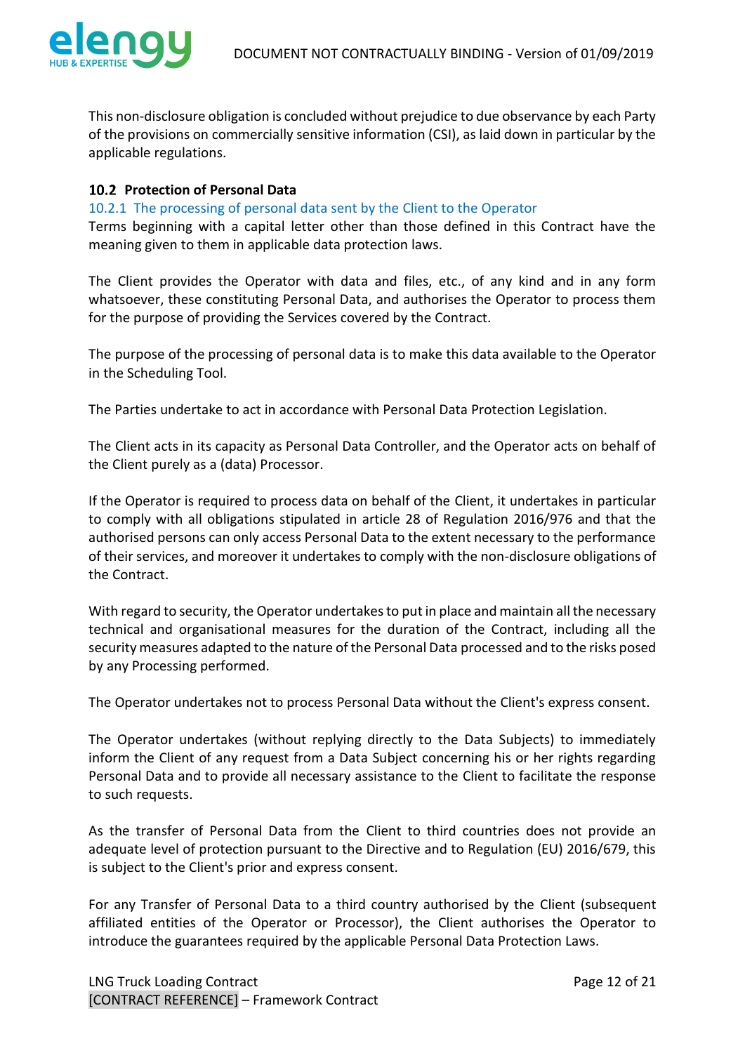This non-disclosure obligation is concluded without prejudice to due observance by each Party of the provisions on commercially sensitive information (CSI), as laid down in particular by the applicable regulations.

### 10.2 Protection of Personal Data

#### 10.2.1 The processing of personal data sent by the Client to the Operator

Terms beginning with a capital letter other than those defined in this Contract have the meaning given to them in applicable data protection laws.

The Client provides the Operator with data and files, etc., of any kind and in any form whatsoever, these constituting Personal Data, and authorises the Operator to process them for the purpose of providing the Services covered by the Contract.

The purpose of the processing of personal data is to make this data available to the Operator in the Scheduling Tool.

The Parties undertake to act in accordance with Personal Data Protection Legislation.

The Client acts in its capacity as Personal Data Controller, and the Operator acts on behalf of the Client purely as a (data) Processor.

If the Operator is required to process data on behalf of the Client, it undertakes in particular to comply with all obligations stipulated in article 28 of Regulation 2016/976 and that the authorised persons can only access Personal Data to the extent necessary to the performance of their services, and moreover it undertakes to comply with the non-disclosure obligations of the Contract.

With regard to security, the Operator undertakes to put in place and maintain all the necessary technical and organisational measures for the duration of the Contract, including all the security measures adapted to the nature of the Personal Data processed and to the risks posed by any Processing performed.

The Operator undertakes not to process Personal Data without the Client's express consent.

The Operator undertakes (without replying directly to the Data Subjects) to immediately inform the Client of any request from a Data Subject concerning his or her rights regarding Personal Data and to provide all necessary assistance to the Client to facilitate the response to such requests.

As the transfer of Personal Data from the Client to third countries does not provide an adequate level of protection pursuant to the Directive and to Regulation (EU) 2016/679, this is subject to the Client's prior and express consent.

For any Transfer of Personal Data to a third country authorised by the Client (subsequent affiliated entities of the Operator or Processor), the Client authorises the Operator to introduce the guarantees required by the applicable Personal Data Protection Laws.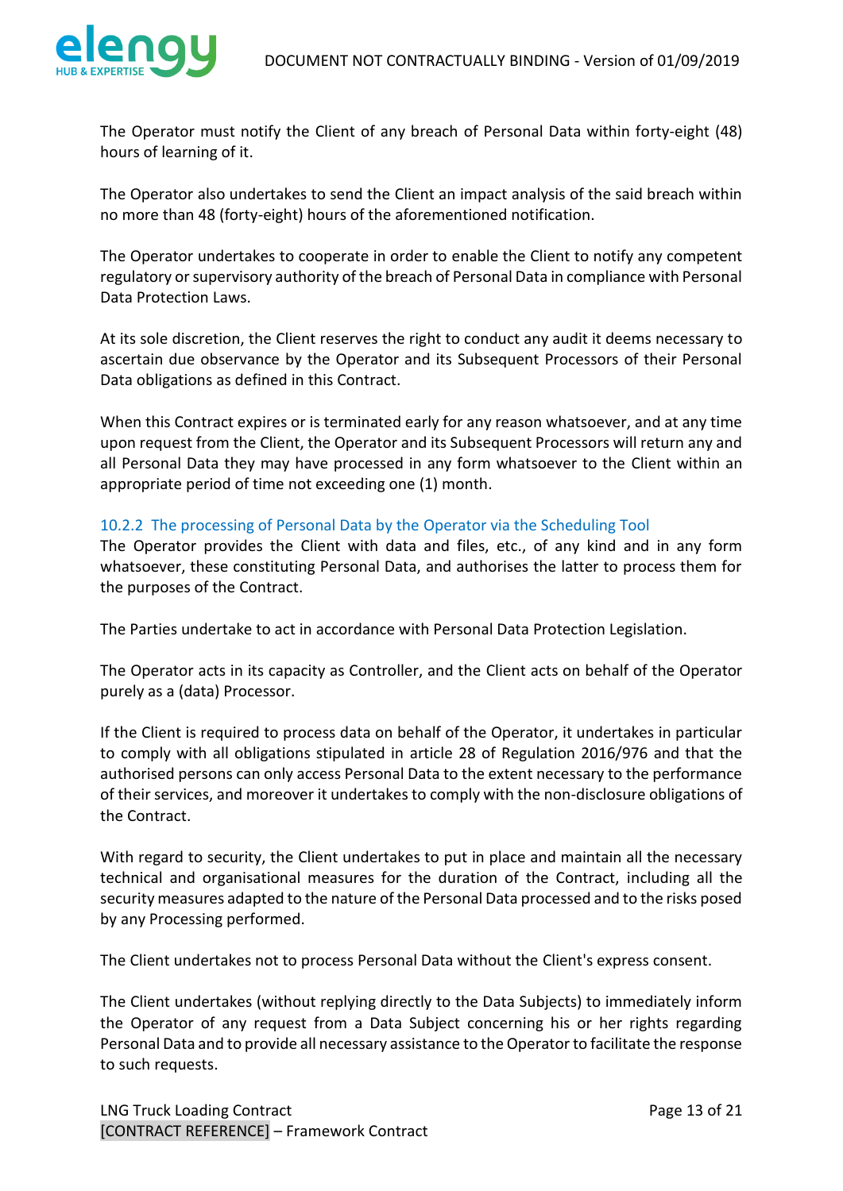The Operator must notify the Client of any breach of Personal Data within forty-eight (48) hours of learning of it.

The Operator also undertakes to send the Client an impact analysis of the said breach within no more than 48 (forty-eight) hours of the aforementioned notification.

The Operator undertakes to cooperate in order to enable the Client to notify any competent regulatory or supervisory authority of the breach of Personal Data in compliance with Personal Data Protection Laws.

At its sole discretion, the Client reserves the right to conduct any audit it deems necessary to ascertain due observance by the Operator and its Subsequent Processors of their Personal Data obligations as defined in this Contract.

When this Contract expires or is terminated early for any reason whatsoever, and at any time upon request from the Client, the Operator and its Subsequent Processors will return any and all Personal Data they may have processed in any form whatsoever to the Client within an appropriate period of time not exceeding one (1) month.

#### 10.2.2 The processing of Personal Data by the Operator via the Scheduling Tool

The Operator provides the Client with data and files, etc., of any kind and in any form whatsoever, these constituting Personal Data, and authorises the latter to process them for the purposes of the Contract.

The Parties undertake to act in accordance with Personal Data Protection Legislation.

The Operator acts in its capacity as Controller, and the Client acts on behalf of the Operator purely as a (data) Processor.

If the Client is required to process data on behalf of the Operator, it undertakes in particular to comply with all obligations stipulated in article 28 of Regulation 2016/976 and that the authorised persons can only access Personal Data to the extent necessary to the performance of their services, and moreover it undertakes to comply with the non-disclosure obligations of the Contract.

With regard to security, the Client undertakes to put in place and maintain all the necessary technical and organisational measures for the duration of the Contract, including all the security measures adapted to the nature of the Personal Data processed and to the risks posed by any Processing performed.

The Client undertakes not to process Personal Data without the Client's express consent.

The Client undertakes (without replying directly to the Data Subjects) to immediately inform the Operator of any request from a Data Subject concerning his or her rights regarding Personal Data and to provide all necessary assistance to the Operator to facilitate the response to such requests.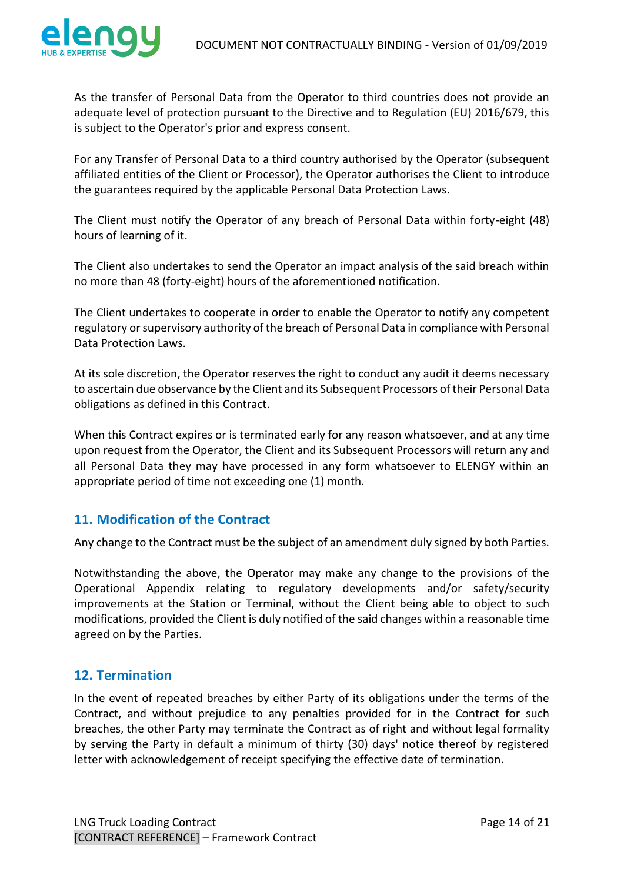As the transfer of Personal Data from the Operator to third countries does not provide an adequate level of protection pursuant to the Directive and to Regulation (EU) 2016/679, this is subject to the Operator's prior and express consent.

For any Transfer of Personal Data to a third country authorised by the Operator (subsequent affiliated entities of the Client or Processor), the Operator authorises the Client to introduce the guarantees required by the applicable Personal Data Protection Laws.

The Client must notify the Operator of any breach of Personal Data within forty-eight (48) hours of learning of it.

The Client also undertakes to send the Operator an impact analysis of the said breach within no more than 48 (forty-eight) hours of the aforementioned notification.

The Client undertakes to cooperate in order to enable the Operator to notify any competent regulatory or supervisory authority of the breach of Personal Data in compliance with Personal Data Protection Laws.

At its sole discretion, the Operator reserves the right to conduct any audit it deems necessary to ascertain due observance by the Client and its Subsequent Processors of their Personal Data obligations as defined in this Contract.

When this Contract expires or is terminated early for any reason whatsoever, and at any time upon request from the Operator, the Client and its Subsequent Processors will return any and all Personal Data they may have processed in any form whatsoever to ELENGY within an appropriate period of time not exceeding one (1) month.

## 11. Modification of the Contract

Any change to the Contract must be the subject of an amendment duly signed by both Parties.

Notwithstanding the above, the Operator may make any change to the provisions of the Operational Appendix relating to regulatory developments and/or safety/security improvements at the Station or Terminal, without the Client being able to object to such modifications, provided the Client is duly notified of the said changes within a reasonable time agreed on by the Parties.

## 12. Termination

In the event of repeated breaches by either Party of its obligations under the terms of the Contract, and without prejudice to any penalties provided for in the Contract for such breaches, the other Party may terminate the Contract as of right and without legal formality by serving the Party in default a minimum of thirty (30) days' notice thereof by registered letter with acknowledgement of receipt specifying the effective date of termination.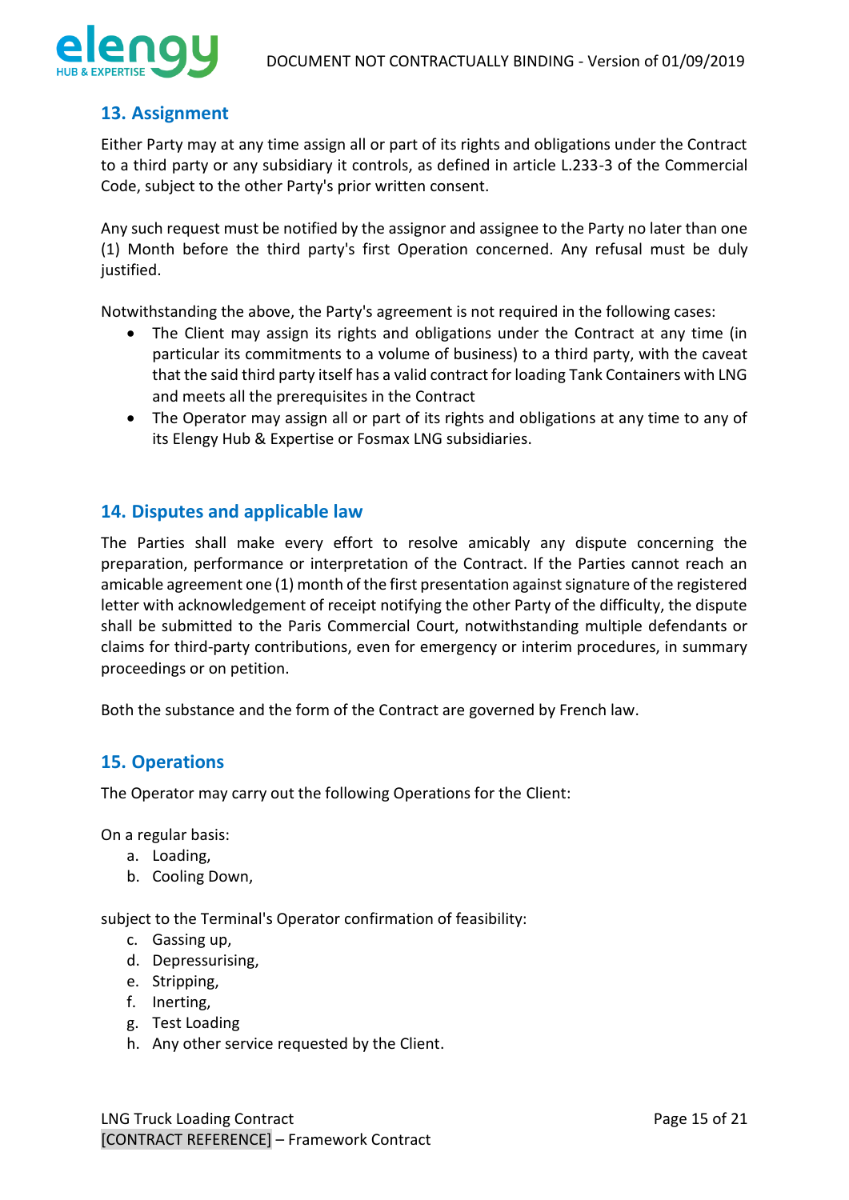## 13. Assignment

Either Party may at any time assign all or part of its rights and obligations under the Contract to a third party or any subsidiary it controls, as defined in article L.233-3 of the Commercial Code, subject to the other Party's prior written consent.

Any such request must be notified by the assignor and assignee to the Party no later than one (1) Month before the third party's first Operation concerned. Any refusal must be duly justified.

Notwithstanding the above, the Party's agreement is not required in the following cases:

- The Client may assign its rights and obligations under the Contract at any time (in particular its commitments to a volume of business) to a third party, with the caveat that the said third party itself has a valid contract for loading Tank Containers with LNG and meets all the prerequisites in the Contract
- The Operator may assign all or part of its rights and obligations at any time to any of its Elengy Hub & Expertise or Fosmax LNG subsidiaries.

## 14. Disputes and applicable law

The Parties shall make every effort to resolve amicably any dispute concerning the preparation, performance or interpretation of the Contract. If the Parties cannot reach an amicable agreement one (1) month of the first presentation against signature of the registered letter with acknowledgement of receipt notifying the other Party of the difficulty, the dispute shall be submitted to the Paris Commercial Court, notwithstanding multiple defendants or claims for third-party contributions, even for emergency or interim procedures, in summary proceedings or on petition.

Both the substance and the form of the Contract are governed by French law.

## 15. Operations

The Operator may carry out the following Operations for the Client:

On a regular basis:

a. Loading,
b. Cooling Down,

subject to the Terminal's Operator confirmation of feasibility:

c. Gassing up,
d. Depressurising,
e. Stripping,
f. Inerting,
g. Test Loading
h. Any other service requested by the Client.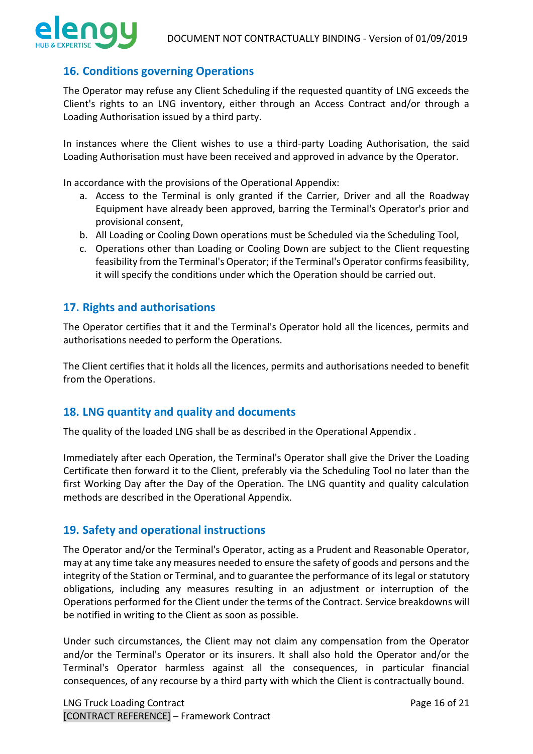## 16. Conditions governing Operations

The Operator may refuse any Client Scheduling if the requested quantity of LNG exceeds the Client's rights to an LNG inventory, either through an Access Contract and/or through a Loading Authorisation issued by a third party.

In instances where the Client wishes to use a third-party Loading Authorisation, the said Loading Authorisation must have been received and approved in advance by the Operator.

In accordance with the provisions of the Operational Appendix:

a. Access to the Terminal is only granted if the Carrier, Driver and all the Roadway Equipment have already been approved, barring the Terminal's Operator's prior and provisional consent,
b. All Loading or Cooling Down operations must be Scheduled via the Scheduling Tool,
c. Operations other than Loading or Cooling Down are subject to the Client requesting feasibility from the Terminal's Operator; if the Terminal's Operator confirms feasibility, it will specify the conditions under which the Operation should be carried out.

## 17. Rights and authorisations

The Operator certifies that it and the Terminal's Operator hold all the licences, permits and authorisations needed to perform the Operations.

The Client certifies that it holds all the licences, permits and authorisations needed to benefit from the Operations.

## 18. LNG quantity and quality and documents

The quality of the loaded LNG shall be as described in the Operational Appendix .

Immediately after each Operation, the Terminal's Operator shall give the Driver the Loading Certificate then forward it to the Client, preferably via the Scheduling Tool no later than the first Working Day after the Day of the Operation. The LNG quantity and quality calculation methods are described in the Operational Appendix.

## 19. Safety and operational instructions

The Operator and/or the Terminal's Operator, acting as a Prudent and Reasonable Operator, may at any time take any measures needed to ensure the safety of goods and persons and the integrity of the Station or Terminal, and to guarantee the performance of its legal or statutory obligations, including any measures resulting in an adjustment or interruption of the Operations performed for the Client under the terms of the Contract. Service breakdowns will be notified in writing to the Client as soon as possible.

Under such circumstances, the Client may not claim any compensation from the Operator and/or the Terminal's Operator or its insurers. It shall also hold the Operator and/or the Terminal's Operator harmless against all the consequences, in particular financial consequences, of any recourse by a third party with which the Client is contractually bound.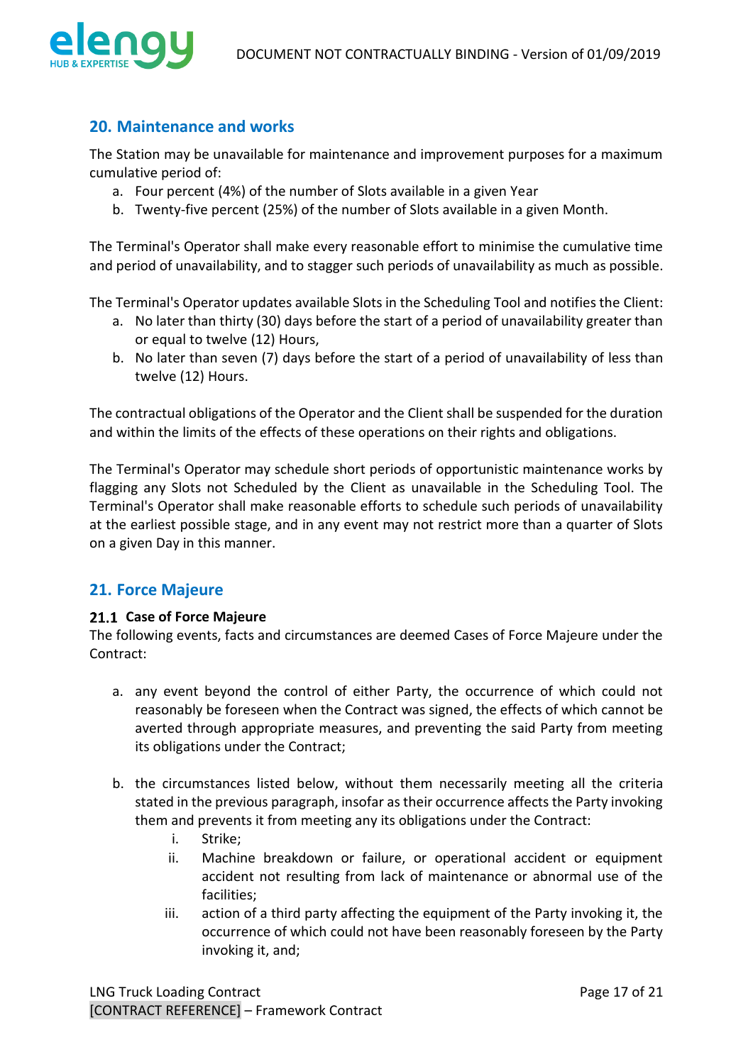## 20. Maintenance and works

The Station may be unavailable for maintenance and improvement purposes for a maximum cumulative period of:

a. Four percent (4%) of the number of Slots available in a given Year
b. Twenty-five percent (25%) of the number of Slots available in a given Month.

The Terminal's Operator shall make every reasonable effort to minimise the cumulative time and period of unavailability, and to stagger such periods of unavailability as much as possible.

The Terminal's Operator updates available Slots in the Scheduling Tool and notifies the Client:

a. No later than thirty (30) days before the start of a period of unavailability greater than or equal to twelve (12) Hours,
b. No later than seven (7) days before the start of a period of unavailability of less than twelve (12) Hours.

The contractual obligations of the Operator and the Client shall be suspended for the duration and within the limits of the effects of these operations on their rights and obligations.

The Terminal's Operator may schedule short periods of opportunistic maintenance works by flagging any Slots not Scheduled by the Client as unavailable in the Scheduling Tool. The Terminal's Operator shall make reasonable efforts to schedule such periods of unavailability at the earliest possible stage, and in any event may not restrict more than a quarter of Slots on a given Day in this manner.

## 21. Force Majeure

### 21.1 Case of Force Majeure

The following events, facts and circumstances are deemed Cases of Force Majeure under the Contract:

a. any event beyond the control of either Party, the occurrence of which could not reasonably be foreseen when the Contract was signed, the effects of which cannot be averted through appropriate measures, and preventing the said Party from meeting its obligations under the Contract;

b. the circumstances listed below, without them necessarily meeting all the criteria stated in the previous paragraph, insofar as their occurrence affects the Party invoking them and prevents it from meeting any its obligations under the Contract:
    i. Strike;
    ii. Machine breakdown or failure, or operational accident or equipment accident not resulting from lack of maintenance or abnormal use of the facilities;
    iii. action of a third party affecting the equipment of the Party invoking it, the occurrence of which could not have been reasonably foreseen by the Party invoking it, and;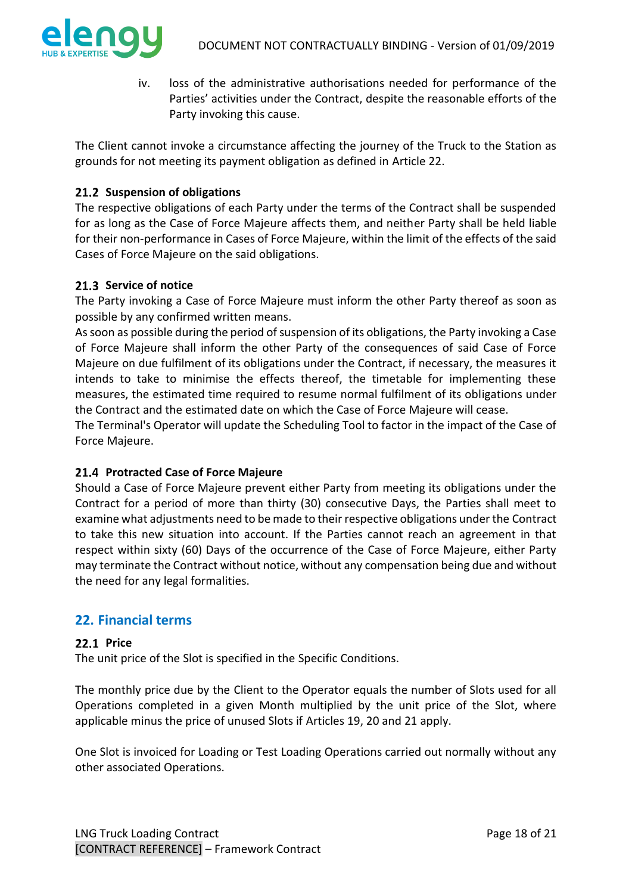iv. loss of the administrative authorisations needed for performance of the Parties' activities under the Contract, despite the reasonable efforts of the Party invoking this cause.

The Client cannot invoke a circumstance affecting the journey of the Truck to the Station as grounds for not meeting its payment obligation as defined in Article 22.

### 21.2 Suspension of obligations

The respective obligations of each Party under the terms of the Contract shall be suspended for as long as the Case of Force Majeure affects them, and neither Party shall be held liable for their non-performance in Cases of Force Majeure, within the limit of the effects of the said Cases of Force Majeure on the said obligations.

### 21.3 Service of notice

The Party invoking a Case of Force Majeure must inform the other Party thereof as soon as possible by any confirmed written means.

As soon as possible during the period of suspension of its obligations, the Party invoking a Case of Force Majeure shall inform the other Party of the consequences of said Case of Force Majeure on due fulfilment of its obligations under the Contract, if necessary, the measures it intends to take to minimise the effects thereof, the timetable for implementing these measures, the estimated time required to resume normal fulfilment of its obligations under the Contract and the estimated date on which the Case of Force Majeure will cease.

The Terminal's Operator will update the Scheduling Tool to factor in the impact of the Case of Force Majeure.

### 21.4 Protracted Case of Force Majeure

Should a Case of Force Majeure prevent either Party from meeting its obligations under the Contract for a period of more than thirty (30) consecutive Days, the Parties shall meet to examine what adjustments need to be made to their respective obligations under the Contract to take this new situation into account. If the Parties cannot reach an agreement in that respect within sixty (60) Days of the occurrence of the Case of Force Majeure, either Party may terminate the Contract without notice, without any compensation being due and without the need for any legal formalities.

## 22. Financial terms

### 22.1 Price

The unit price of the Slot is specified in the Specific Conditions.

The monthly price due by the Client to the Operator equals the number of Slots used for all Operations completed in a given Month multiplied by the unit price of the Slot, where applicable minus the price of unused Slots if Articles 19, 20 and 21 apply.

One Slot is invoiced for Loading or Test Loading Operations carried out normally without any other associated Operations.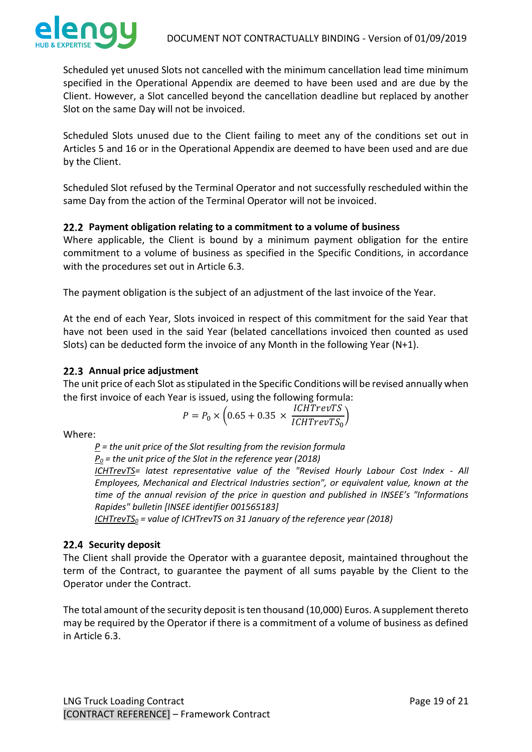Scheduled yet unused Slots not cancelled with the minimum cancellation lead time minimum specified in the Operational Appendix are deemed to have been used and are due by the Client. However, a Slot cancelled beyond the cancellation deadline but replaced by another Slot on the same Day will not be invoiced.

Scheduled Slots unused due to the Client failing to meet any of the conditions set out in Articles 5 and 16 or in the Operational Appendix are deemed to have been used and are due by the Client.

Scheduled Slot refused by the Terminal Operator and not successfully rescheduled within the same Day from the action of the Terminal Operator will not be invoiced.

### 22.2 Payment obligation relating to a commitment to a volume of business

Where applicable, the Client is bound by a minimum payment obligation for the entire commitment to a volume of business as specified in the Specific Conditions, in accordance with the procedures set out in Article 6.3.

The payment obligation is the subject of an adjustment of the last invoice of the Year.

At the end of each Year, Slots invoiced in respect of this commitment for the said Year that have not been used in the said Year (belated cancellations invoiced then counted as used Slots) can be deducted form the invoice of any Month in the following Year (N+1).

### 22.3 Annual price adjustment

The unit price of each Slot as stipulated in the Specific Conditions will be revised annually when the first invoice of each Year is issued, using the following formula:

$$P = P_0 \times \left(0.65 + 0.35 \times \frac{ICHTrevTS}{ICHTrevTS_0}\right)$$

Where:

> *<u>P</u> = the unit price of the Slot resulting from the revision formula*
>
> *<u>$P_0$</u> = the unit price of the Slot in the reference year (2018)*
>
> *<u>ICHTrevTS</u>= latest representative value of the "Revised Hourly Labour Cost Index - All Employees, Mechanical and Electrical Industries section", or equivalent value, known at the time of the annual revision of the price in question and published in INSEE's "Informations Rapides" bulletin [INSEE identifier 001565183]*
>
> *<u>$ICHTrevTS_0$</u> = value of ICHTrevTS on 31 January of the reference year (2018)*

### 22.4 Security deposit

The Client shall provide the Operator with a guarantee deposit, maintained throughout the term of the Contract, to guarantee the payment of all sums payable by the Client to the Operator under the Contract.

The total amount of the security deposit is ten thousand (10,000) Euros. A supplement thereto may be required by the Operator if there is a commitment of a volume of business as defined in Article 6.3.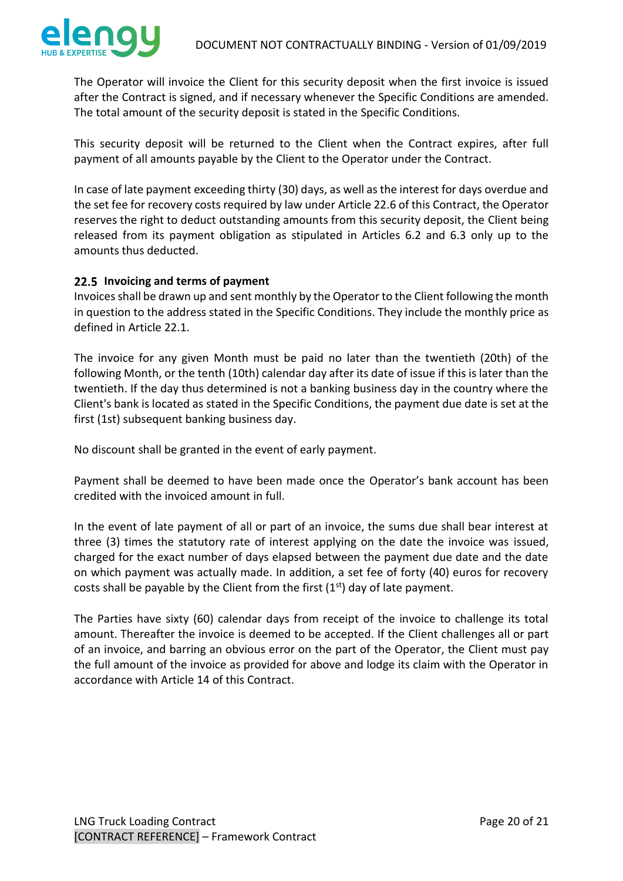The Operator will invoice the Client for this security deposit when the first invoice is issued after the Contract is signed, and if necessary whenever the Specific Conditions are amended. The total amount of the security deposit is stated in the Specific Conditions.

This security deposit will be returned to the Client when the Contract expires, after full payment of all amounts payable by the Client to the Operator under the Contract.

In case of late payment exceeding thirty (30) days, as well as the interest for days overdue and the set fee for recovery costs required by law under Article 22.6 of this Contract, the Operator reserves the right to deduct outstanding amounts from this security deposit, the Client being released from its payment obligation as stipulated in Articles 6.2 and 6.3 only up to the amounts thus deducted.

### 22.5 Invoicing and terms of payment

Invoices shall be drawn up and sent monthly by the Operator to the Client following the month in question to the address stated in the Specific Conditions. They include the monthly price as defined in Article 22.1.

The invoice for any given Month must be paid no later than the twentieth (20th) of the following Month, or the tenth (10th) calendar day after its date of issue if this is later than the twentieth. If the day thus determined is not a banking business day in the country where the Client's bank is located as stated in the Specific Conditions, the payment due date is set at the first (1st) subsequent banking business day.

No discount shall be granted in the event of early payment.

Payment shall be deemed to have been made once the Operator's bank account has been credited with the invoiced amount in full.

In the event of late payment of all or part of an invoice, the sums due shall bear interest at three (3) times the statutory rate of interest applying on the date the invoice was issued, charged for the exact number of days elapsed between the payment due date and the date on which payment was actually made. In addition, a set fee of forty (40) euros for recovery costs shall be payable by the Client from the first (1st) day of late payment.

The Parties have sixty (60) calendar days from receipt of the invoice to challenge its total amount. Thereafter the invoice is deemed to be accepted. If the Client challenges all or part of an invoice, and barring an obvious error on the part of the Operator, the Client must pay the full amount of the invoice as provided for above and lodge its claim with the Operator in accordance with Article 14 of this Contract.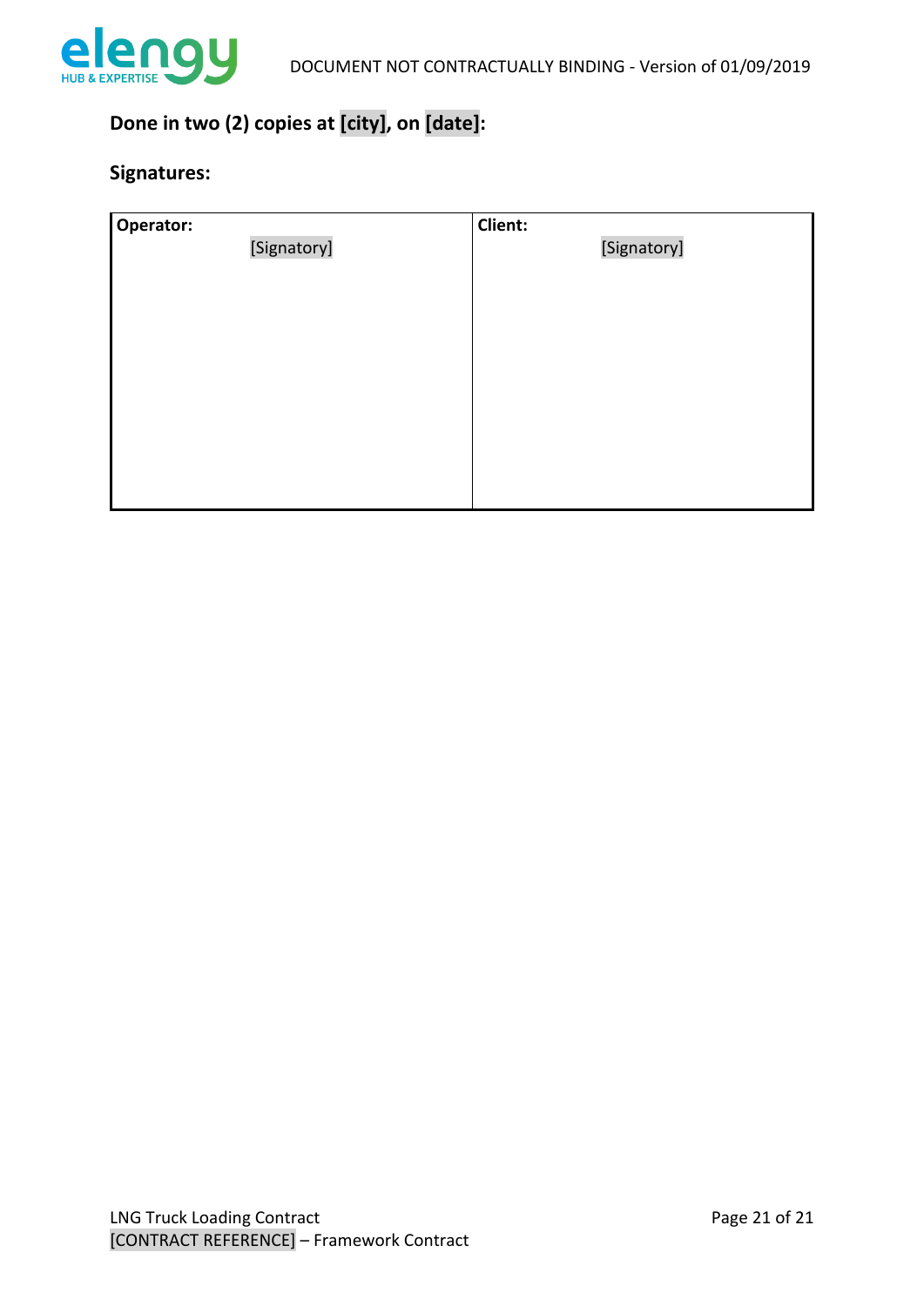**Done in two (2) copies at [city], on [date]:**

**Signatures:**

| **Operator:** | **Client:** |
|---|---|
| [Signatory] | [Signatory] |